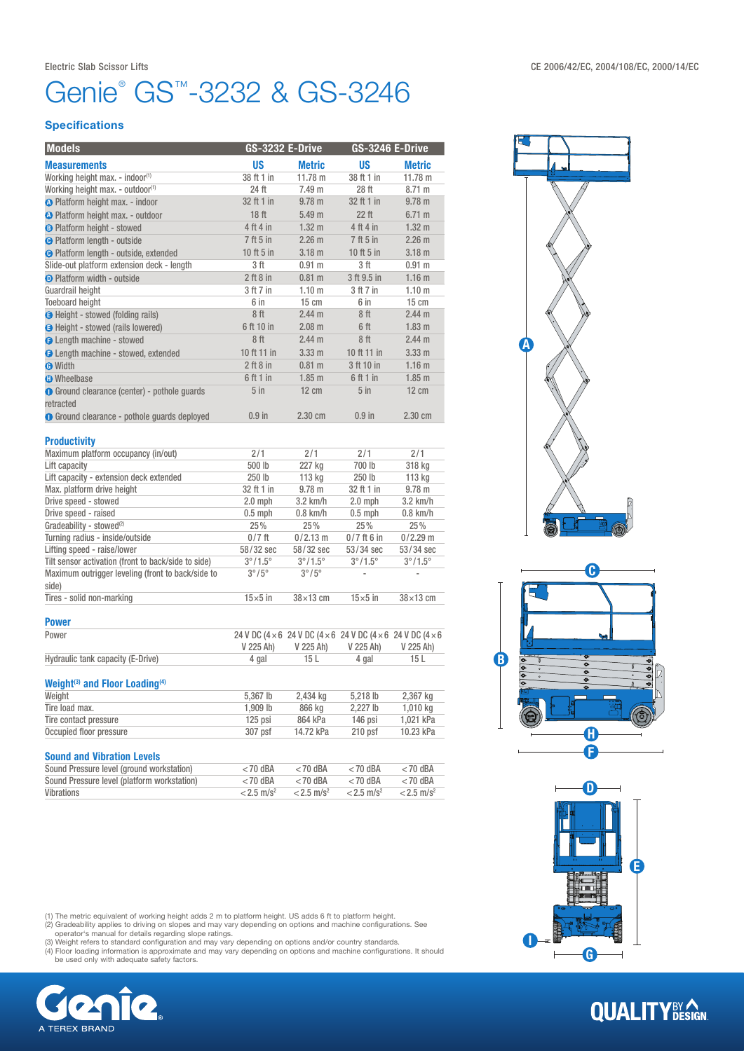Electric Slab Scissor Lifts

CE 2006/42/EC, 2004/108/EC, 2000/14/EC

# Genie® GS™-3232 & GS-3246

## Specifications

| Models | GS-3232 E-Drive | | GS-3246 E-Drive | |
|---|---|---|---|---|
| **Measurements** | **US** | **Metric** | **US** | **Metric** |
| Working height max. - indoor[1] | 38 ft 1 in | 11.78 m | 38 ft 1 in | 11.78 m |
| Working height max. - outdoor[1] | 24 ft | 7.49 m | 28 ft | 8.71 m |
| A Platform height max. - indoor | 32 ft 1 in | 9.78 m | 32 ft 1 in | 9.78 m |
| A Platform height max. - outdoor | 18 ft | 5.49 m | 22 ft | 6.71 m |
| B Platform height - stowed | 4 ft 4 in | 1.32 m | 4 ft 4 in | 1.32 m |
| C Platform length - outside | 7 ft 5 in | 2.26 m | 7 ft 5 in | 2.26 m |
| C Platform length - outside, extended | 10 ft 5 in | 3.18 m | 10 ft 5 in | 3.18 m |
| Slide-out platform extension deck - length | 3 ft | 0.91 m | 3 ft | 0.91 m |
| D Platform width - outside | 2 ft 8 in | 0.81 m | 3 ft 9.5 in | 1.16 m |
| Guardrail height | 3 ft 7 in | 1.10 m | 3 ft 7 in | 1.10 m |
| Toeboard height | 6 in | 15 cm | 6 in | 15 cm |
| E Height - stowed (folding rails) | 8 ft | 2.44 m | 8 ft | 2.44 m |
| E Height - stowed (rails lowered) | 6 ft 10 in | 2.08 m | 6 ft | 1.83 m |
| F Length machine - stowed | 8 ft | 2.44 m | 8 ft | 2.44 m |
| F Length machine - stowed, extended | 10 ft 11 in | 3.33 m | 10 ft 11 in | 3.33 m |
| G Width | 2 ft 8 in | 0.81 m | 3 ft 10 in | 1.16 m |
| H Wheelbase | 6 ft 1 in | 1.85 m | 6 ft 1 in | 1.85 m |
| I Ground clearance (center) - pothole guards retracted | 5 in | 12 cm | 5 in | 12 cm |
| I Ground clearance - pothole guards deployed | 0.9 in | 2.30 cm | 0.9 in | 2.30 cm |

### Productivity

| | | | | |
|---|---|---|---|---|
| Maximum platform occupancy (in/out) | 2/1 | 2/1 | 2/1 | 2/1 |
| Lift capacity | 500 lb | 227 kg | 700 lb | 318 kg |
| Lift capacity - extension deck extended | 250 lb | 113 kg | 250 lb | 113 kg |
| Max. platform drive height | 32 ft 1 in | 9.78 m | 32 ft 1 in | 9.78 m |
| Drive speed - stowed | 2.0 mph | 3.2 km/h | 2.0 mph | 3.2 km/h |
| Drive speed - raised | 0.5 mph | 0.8 km/h | 0.5 mph | 0.8 km/h |
| Gradeability - stowed[2] | 25% | 25% | 25% | 25% |
| Turning radius - inside/outside | 0/7 ft | 0/2.13 m | 0/7 ft 6 in | 0/2.29 m |
| Lifting speed - raise/lower | 58/32 sec | 58/32 sec | 53/34 sec | 53/34 sec |
| Tilt sensor activation (front to back/side to side) | 3°/1.5° | 3°/1.5° | 3°/1.5° | 3°/1.5° |
| Maximum outrigger leveling (front to back/side to side) | 3°/5° | 3°/5° | - | - |
| Tires - solid non-marking | 15×5 in | 38×13 cm | 15×5 in | 38×13 cm |

### Power

| | | | | |
|---|---|---|---|---|
| Power | 24 V DC (4×6 V 225 Ah) | 24 V DC (4×6 V 225 Ah) | 24 V DC (4×6 V 225 Ah) | 24 V DC (4×6 V 225 Ah) |
| Hydraulic tank capacity (E-Drive) | 4 gal | 15 L | 4 gal | 15 L |

### Weight[3] and Floor Loading[4]

| | | | | |
|---|---|---|---|---|
| Weight | 5,367 lb | 2,434 kg | 5,218 lb | 2,367 kg |
| Tire load max. | 1,909 lb | 866 kg | 2,227 lb | 1,010 kg |
| Tire contact pressure | 125 psi | 864 kPa | 146 psi | 1,021 kPa |
| Occupied floor pressure | 307 psf | 14.72 kPa | 210 psf | 10.23 kPa |

### Sound and Vibration Levels

| | | | | |
|---|---|---|---|---|
| Sound Pressure level (ground workstation) | <70 dBA | <70 dBA | <70 dBA | <70 dBA |
| Sound Pressure level (platform workstation) | <70 dBA | <70 dBA | <70 dBA | <70 dBA |
| Vibrations | $<2.5$ m/s$^2$ | $<2.5$ m/s$^2$ | $<2.5$ m/s$^2$ | $<2.5$ m/s$^2$ |

(1) The metric equivalent of working height adds 2 m to platform height. US adds 6 ft to platform height.
(2) Gradeability applies to driving on slopes and may vary depending on options and machine configurations. See operator's manual for details regarding slope ratings.
(3) Weight refers to standard configuration and may vary depending on options and/or country standards.
(4) Floor loading information is approximate and may vary depending on options and machine configurations. It should be used only with adequate safety factors.

Genie. A TEREX BRAND

QUALITY BY DESIGN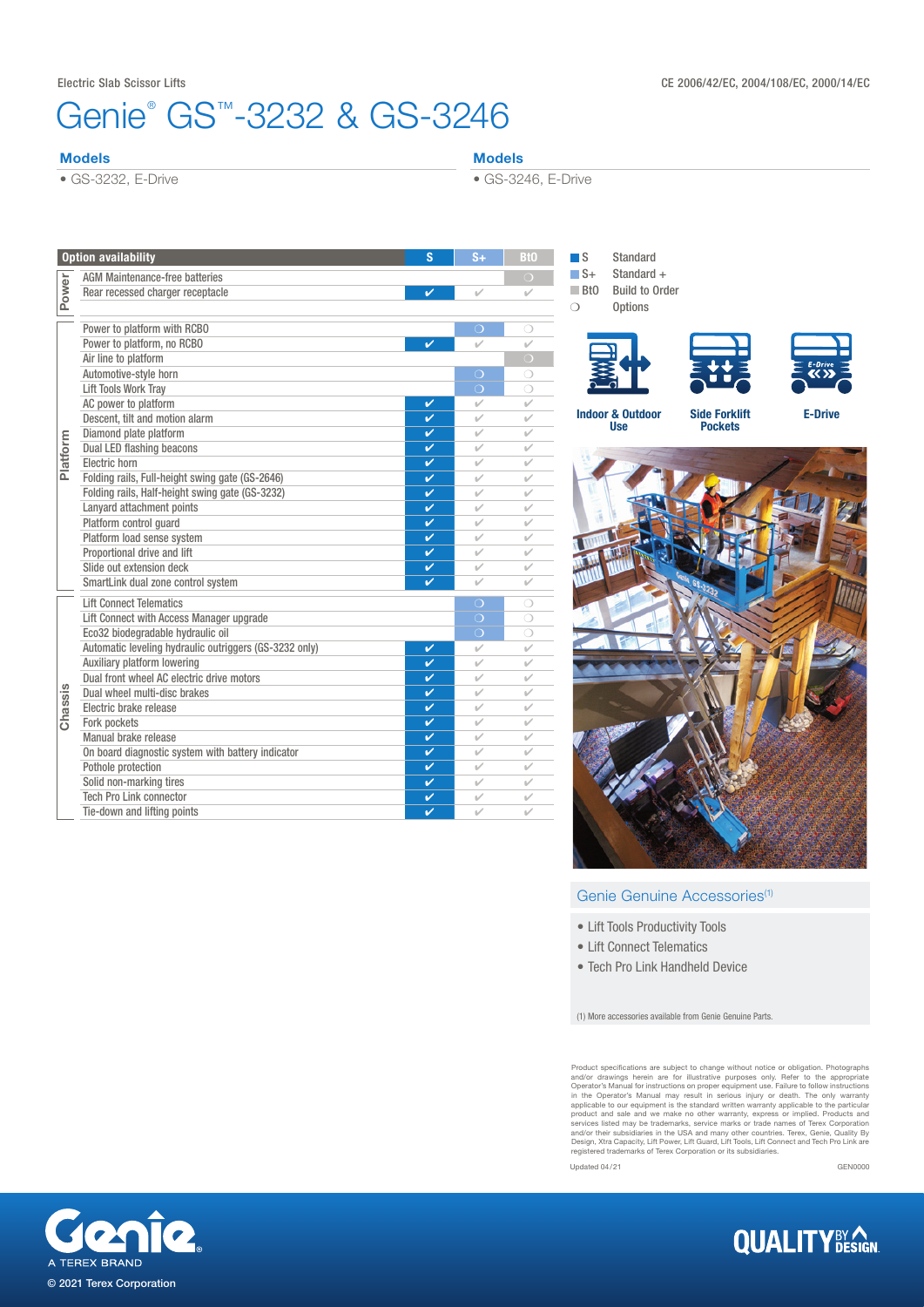Electric Slab Scissor Lifts

CE 2006/42/EC, 2004/108/EC, 2000/14/EC

# Genie® GS™-3232 & GS-3246

## Models

- GS-3232, E-Drive

## Models

- GS-3246, E-Drive

| | Option availability | S | S+ | BtO |
|---|---|---|---|---|
| Power | AGM Maintenance-free batteries | | | ❍ |
| | Rear recessed charger receptacle | ✔ | ✔ | ✔ |
| Platform | Power to platform with RCBO | | ❍ | ❍ |
| | Power to platform, no RCBO | ✔ | ✔ | ✔ |
| | Air line to platform | | | ❍ |
| | Automotive-style horn | | ❍ | ❍ |
| | Lift Tools Work Tray | | ❍ | ❍ |
| | AC power to platform | ✔ | ✔ | ✔ |
| | Descent, tilt and motion alarm | ✔ | ✔ | ✔ |
| | Diamond plate platform | ✔ | ✔ | ✔ |
| | Dual LED flashing beacons | ✔ | ✔ | ✔ |
| | Electric horn | ✔ | ✔ | ✔ |
| | Folding rails, Full-height swing gate (GS-2646) | ✔ | ✔ | ✔ |
| | Folding rails, Half-height swing gate (GS-3232) | ✔ | ✔ | ✔ |
| | Lanyard attachment points | ✔ | ✔ | ✔ |
| | Platform control guard | ✔ | ✔ | ✔ |
| | Platform load sense system | ✔ | ✔ | ✔ |
| | Proportional drive and lift | ✔ | ✔ | ✔ |
| | Slide out extension deck | ✔ | ✔ | ✔ |
| | SmartLink dual zone control system | ✔ | ✔ | ✔ |
| Chassis | Lift Connect Telematics | | ❍ | ❍ |
| | Lift Connect with Access Manager upgrade | | ❍ | ❍ |
| | Eco32 biodegradable hydraulic oil | | ❍ | ❍ |
| | Automatic leveling hydraulic outriggers (GS-3232 only) | ✔ | ✔ | ✔ |
| | Auxiliary platform lowering | ✔ | ✔ | ✔ |
| | Dual front wheel AC electric drive motors | ✔ | ✔ | ✔ |
| | Dual wheel multi-disc brakes | ✔ | ✔ | ✔ |
| | Electric brake release | ✔ | ✔ | ✔ |
| | Fork pockets | ✔ | ✔ | ✔ |
| | Manual brake release | ✔ | ✔ | ✔ |
| | On board diagnostic system with battery indicator | ✔ | ✔ | ✔ |
| | Pothole protection | ✔ | ✔ | ✔ |
| | Solid non-marking tires | ✔ | ✔ | ✔ |
| | Tech Pro Link connector | ✔ | ✔ | ✔ |
| | Tie-down and lifting points | ✔ | ✔ | ✔ |

- S — Standard
- S+ — Standard +
- BtO — Build to Order
- ❍ — Options

Indoor & Outdoor Use

Side Forklift Pockets

E-Drive

## Genie Genuine Accessories[1]

- Lift Tools Productivity Tools
- Lift Connect Telematics
- Tech Pro Link Handheld Device

(1) More accessories available from Genie Genuine Parts.

Product specifications are subject to change without notice or obligation. Photographs and/or drawings herein are for illustrative purposes only. Refer to the appropriate Operator's Manual for instructions on proper equipment use. Failure to follow instructions in the Operator's Manual may result in serious injury or death. The only warranty applicable to our equipment is the standard written warranty applicable to the particular product and sale and we make no other warranty, express or implied. Products and services listed may be trademarks, service marks or trade names of Terex Corporation and/or their subsidiaries in the USA and many other countries. Terex, Genie, Quality By Design, Xtra Capacity, Lift Power, Lift Guard, Lift Tools, Lift Connect and Tech Pro Link are registered trademarks of Terex Corporation or its subsidiaries.

Updated 04/21

GEN0000

Genie® A TEREX BRAND

© 2021 Terex Corporation

QUALITY BY DESIGN.